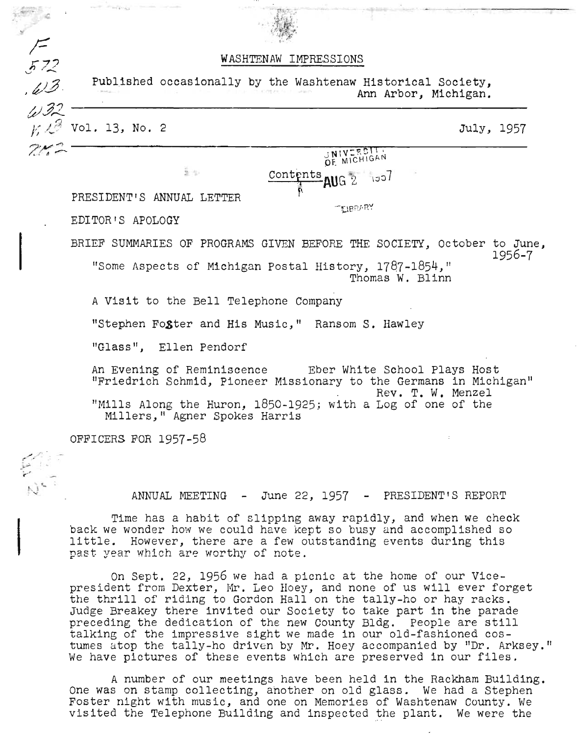# WASHTENAW IMPRESSIONS

Published occasionally by the Washtenaw Historical Society, Ann Arbor, Michigan.

Vol. 13, No. 2 — July, 1957

---

## Contents

PRESIDENT'S ANNUAL LETTER

EDITOR'S APOLOGY

BRIEF SUMMARIES OF PROGRAMS GIVEN BEFORE THE SOCIETY, October to June, 1956-7

- "Some Aspects of Michigan Postal History, 1787-1854," Thomas W. Blinn
- A Visit to the Bell Telephone Company
- "Stephen Foster and His Music," Ransom S. Hawley
- "Glass", Ellen Pendorf
- An Evening of Reminiscence — Eber White School Plays Host
- "Friedrich Schmid, Pioneer Missionary to the Germans in Michigan" Rev. T. W. Menzel
- "Mills Along the Huron, 1850-1925; with a Log of one of the Millers," Agner Spokes Harris

OFFICERS FOR 1957-58

## ANNUAL MEETING - June 22, 1957 - PRESIDENT'S REPORT

Time has a habit of slipping away rapidly, and when we check back we wonder how we could have kept so busy and accomplished so little. However, there are a few outstanding events during this past year which are worthy of note.

On Sept. 22, 1956 we had a picnic at the home of our Vice-president from Dexter, Mr. Leo Hoey, and none of us will ever forget the thrill of riding to Gordon Hall on the tally-ho or hay racks. Judge Breakey there invited our Society to take part in the parade preceding the dedication of the new County Bldg. People are still talking of the impressive sight we made in our old-fashioned costumes atop the tally-ho driven by Mr. Hoey accompanied by "Dr. Arksey." We have pictures of these events which are preserved in our files.

A number of our meetings have been held in the Rackham Building. One was on stamp collecting, another on old glass. We had a Stephen Foster night with music, and one on Memories of Washtenaw County. We visited the Telephone Building and inspected the plant. We were the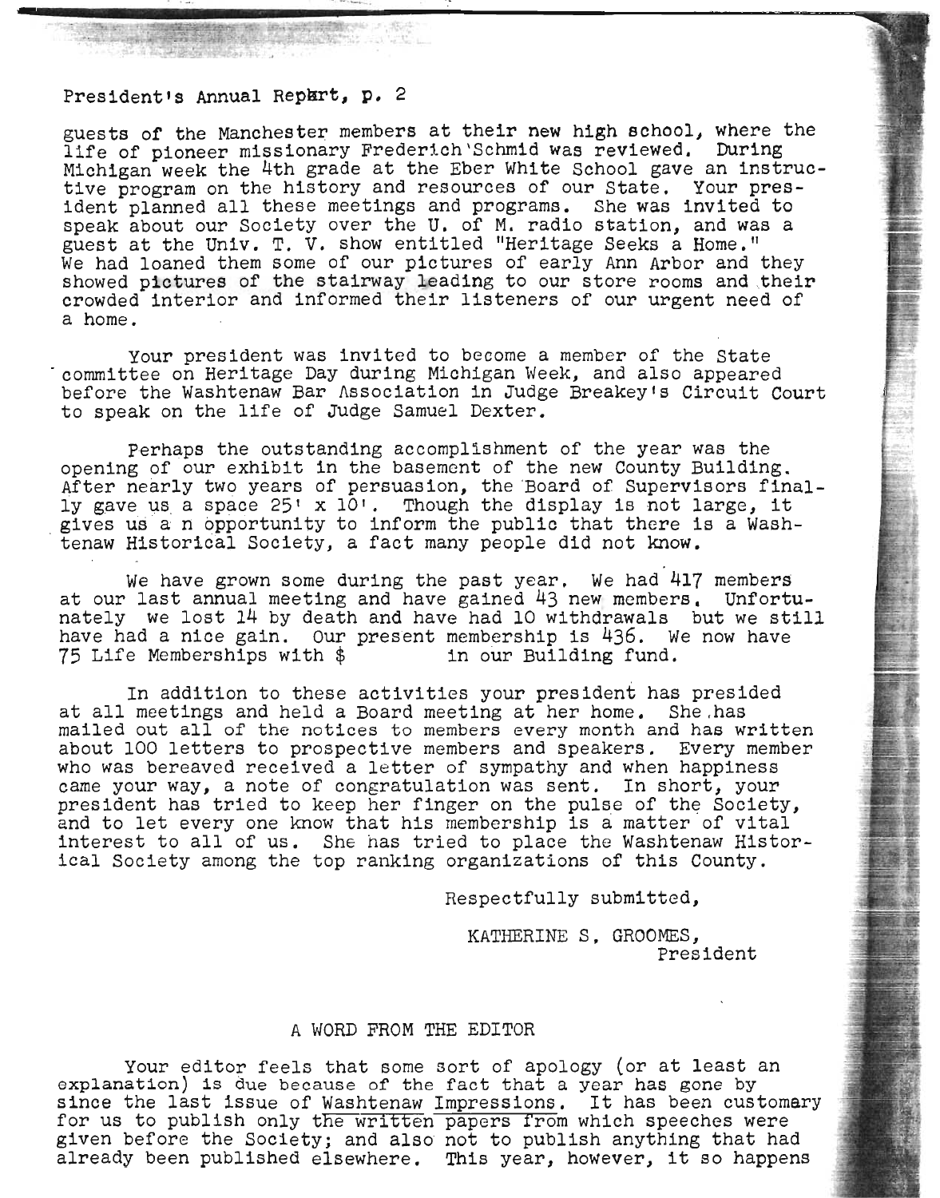guests of the Manchester members at their new high school, where the life of pioneer missionary Frederich Schmid was reviewed. During Michigan week the 4th grade at the Eber White School gave an instructive program on the history and resources of our State. Your president planned all these meetings and programs. She was invited to speak about our Society over the U. of M. radio station, and was a guest at the Univ. T. V. show entitled "Heritage Seeks a Home." We had loaned them some of our pictures of early Ann Arbor and they showed pictures of the stairway leading to our store rooms and their crowded interior and informed their listeners of our urgent need of a home.

Your president was invited to become a member of the State committee on Heritage Day during Michigan Week, and also appeared before the Washtenaw Bar Association in Judge Breakey's Circuit Court to speak on the life of Judge Samuel Dexter.

Perhaps the outstanding accomplishment of the year was the opening of our exhibit in the basement of the new County Building. After nearly two years of persuasion, the Board of Supervisors finally gave us a space 25' x 10'. Though the display is not large, it gives us a n opportunity to inform the public that there is a Washtenaw Historical Society, a fact many people did not know.

We have grown some during the past year. We had 417 members at our last annual meeting and have gained 43 new members. Unfortunately we lost 14 by death and have had 10 withdrawals but we still have had a nice gain. Our present membership is 436. We now have 75 Life Memberships with $ in our Building fund.

In addition to these activities your president has presided at all meetings and held a Board meeting at her home. She has mailed out all of the notices to members every month and has written about 100 letters to prospective members and speakers. Every member who was bereaved received a letter of sympathy and when happiness came your way, a note of congratulation was sent. In short, your president has tried to keep her finger on the pulse of the Society, and to let every one know that his membership is a matter of vital interest to all of us. She has tried to place the Washtenaw Historical Society among the top ranking organizations of this County.

Respectfully submitted,

KATHERINE S. GROOMES,
President

## A WORD FROM THE EDITOR

Your editor feels that some sort of apology (or at least an explanation) is due because of the fact that a year has gone by since the last issue of Washtenaw Impressions. It has been customary for us to publish only the written papers from which speeches were given before the Society; and also not to publish anything that had already been published elsewhere. This year, however, it so happens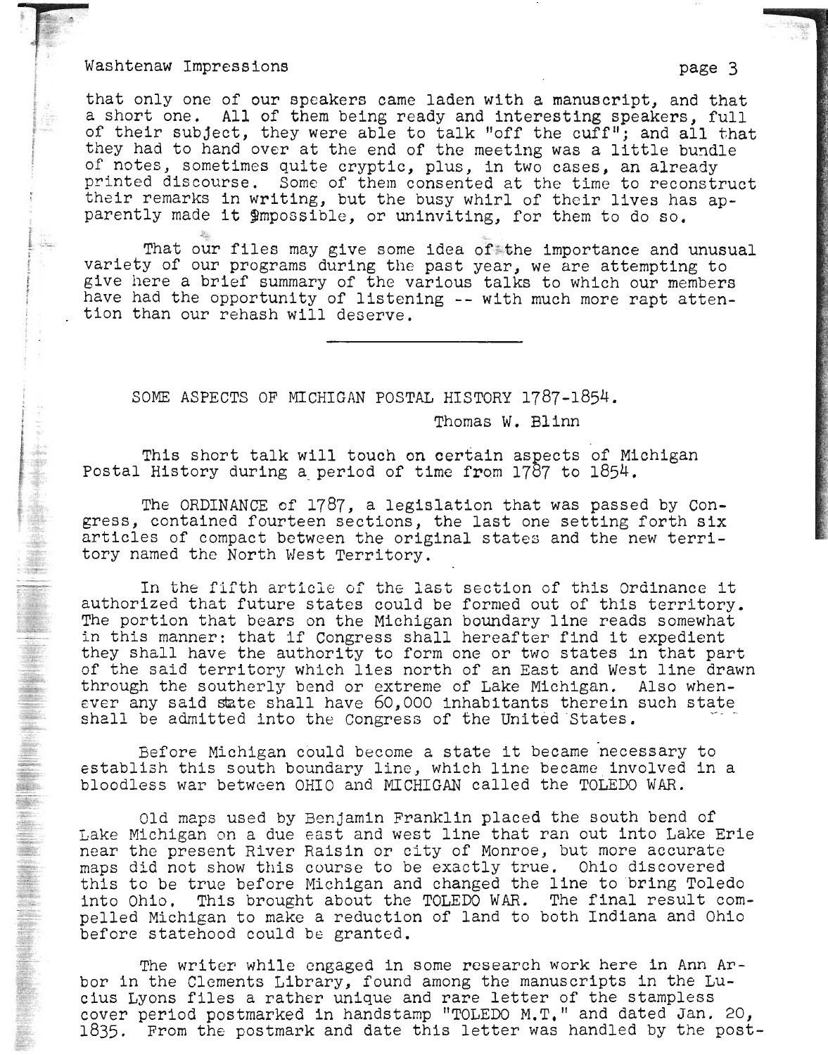that only one of our speakers came laden with a manuscript, and that a short one. All of them being ready and interesting speakers, full of their subject, they were able to talk "off the cuff"; and all that they had to hand over at the end of the meeting was a little bundle of notes, sometimes quite cryptic, plus, in two cases, an already printed discourse. Some of them consented at the time to reconstruct their remarks in writing, but the busy whirl of their lives has apparently made it impossible, or uninviting, for them to do so.

That our files may give some idea of the importance and unusual variety of our programs during the past year, we are attempting to give here a brief summary of the various talks to which our members have had the opportunity of listening -- with much more rapt attention than our rehash will deserve.

---

## SOME ASPECTS OF MICHIGAN POSTAL HISTORY 1787-1854.

Thomas W. Blinn

This short talk will touch on certain aspects of Michigan Postal History during a period of time from 1787 to 1854.

The ORDINANCE of 1787, a legislation that was passed by Congress, contained fourteen sections, the last one setting forth six articles of compact between the original states and the new territory named the North West Territory.

In the fifth article of the last section of this Ordinance it authorized that future states could be formed out of this territory. The portion that bears on the Michigan boundary line reads somewhat in this manner: that if Congress shall hereafter find it expedient they shall have the authority to form one or two states in that part of the said territory which lies north of an East and West line drawn through the southerly bend or extreme of Lake Michigan. Also whenever any said state shall have 60,000 inhabitants therein such state shall be admitted into the Congress of the United States.

Before Michigan could become a state it became necessary to establish this south boundary line, which line became involved in a bloodless war between OHIO and MICHIGAN called the TOLEDO WAR.

Old maps used by Benjamin Franklin placed the south bend of Lake Michigan on a due east and west line that ran out into Lake Erie near the present River Raisin or city of Monroe, but more accurate maps did not show this course to be exactly true. Ohio discovered this to be true before Michigan and changed the line to bring Toledo into Ohio. This brought about the TOLEDO WAR. The final result compelled Michigan to make a reduction of land to both Indiana and Ohio before statehood could be granted.

The writer while engaged in some research work here in Ann Arbor in the Clements Library, found among the manuscripts in the Lucius Lyons files a rather unique and rare letter of the stampless cover period postmarked in handstamp "TOLEDO M.T." and dated Jan. 20, 1835. From the postmark and date this letter was handled by the post-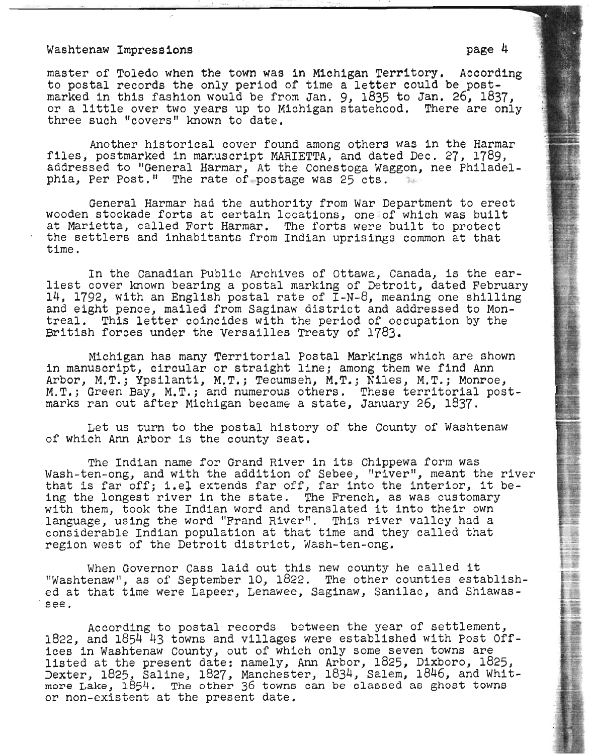master of Toledo when the town was in Michigan Territory. According to postal records the only period of time a letter could be postmarked in this fashion would be from Jan. 9, 1835 to Jan. 26, 1837, or a little over two years up to Michigan statehood. There are only three such "covers" known to date.

Another historical cover found among others was in the Harmar files, postmarked in manuscript MARIETTA, and dated Dec. 27, 1789, addressed to "General Harmar, At the Conestoga Waggon, nee Philadelphia, Per Post." The rate of postage was 25 cts.

General Harmar had the authority from War Department to erect wooden stockade forts at certain locations, one of which was built at Marietta, called Fort Harmar. The forts were built to protect the settlers and inhabitants from Indian uprisings common at that time.

In the Canadian Public Archives of Ottawa, Canada, is the earliest cover known bearing a postal marking of Detroit, dated February 14, 1792, with an English postal rate of I-N-8, meaning one shilling and eight pence, mailed from Saginaw district and addressed to Montreal. This letter coincides with the period of occupation by the British forces under the Versailles Treaty of 1783.

Michigan has many Territorial Postal Markings which are shown in manuscript, circular or straight line; among them we find Ann Arbor, M.T.; Ypsilanti, M.T.; Tecumseh, M.T.; Niles, M.T.; Monroe, M.T.; Green Bay, M.T.; and numerous others. These territorial postmarks ran out after Michigan became a state, January 26, 1837.

Let us turn to the postal history of the County of Washtenaw of which Ann Arbor is the county seat.

The Indian name for Grand River in its Chippewa form was Wash-ten-ong, and with the addition of Sebee, "river", meant the river that is far off; i.e. extends far off, far into the interior, it being the longest river in the state. The French, as was customary with them, took the Indian word and translated it into their own language, using the word "Frand River". This river valley had a considerable Indian population at that time and they called that region west of the Detroit district, Wash-ten-ong.

When Governor Cass laid out this new county he called it "Washtenaw", as of September 10, 1822. The other counties established at that time were Lapeer, Lenawee, Saginaw, Sanilac, and Shiawassee.

According to postal records between the year of settlement, 1822, and 1854 43 towns and villages were established with Post Offices in Washtenaw County, out of which only some seven towns are listed at the present date: namely, Ann Arbor, 1825, Dixboro, 1825, Dexter, 1825, Saline, 1827, Manchester, 1834, Salem, 1846, and Whitmore Lake, 1854. The other 36 towns can be classed as ghost towns or non-existent at the present date.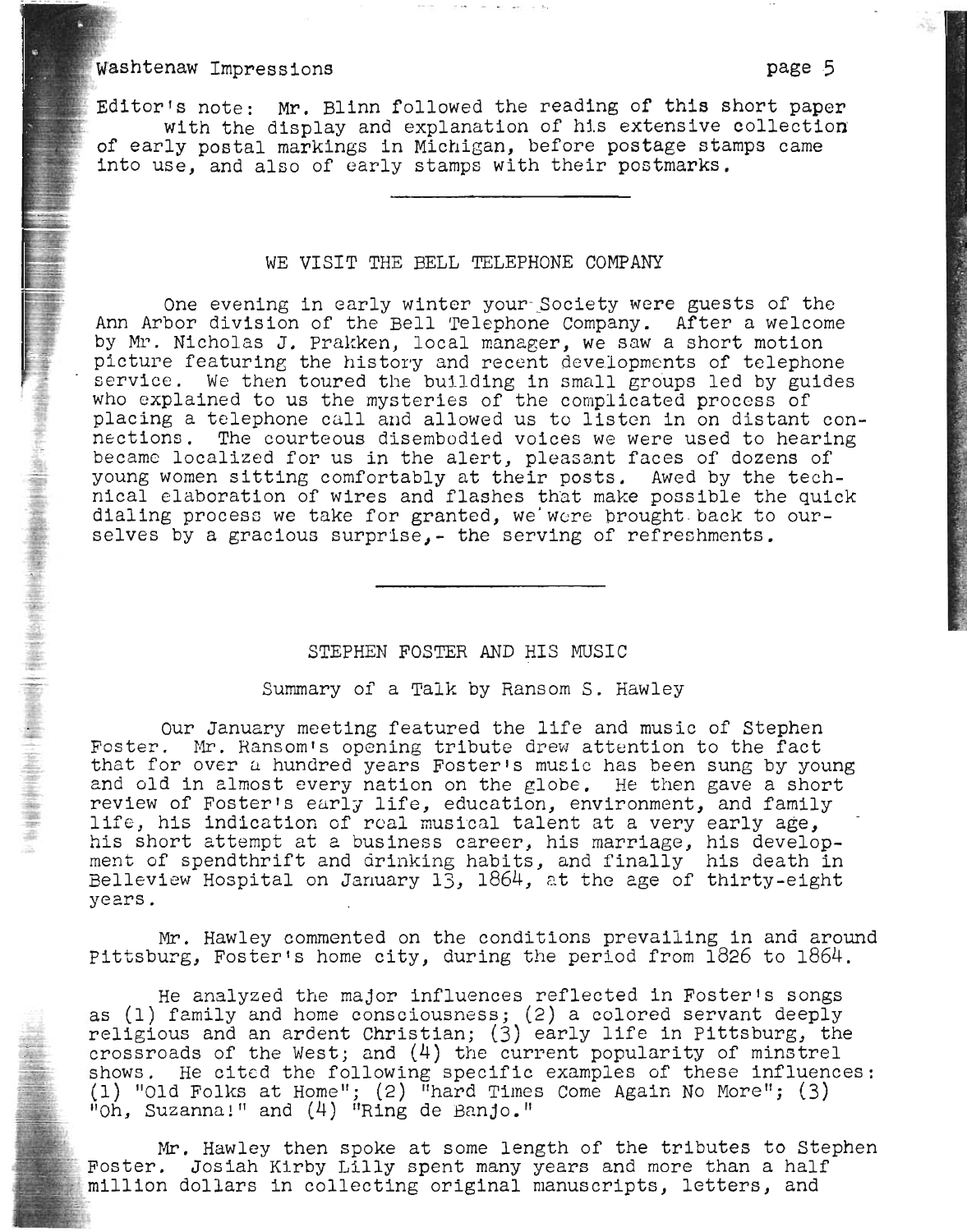Editor's note: Mr. Blinn followed the reading of this short paper with the display and explanation of his extensive collection of early postal markings in Michigan, before postage stamps came into use, and also of early stamps with their postmarks.

---

## WE VISIT THE BELL TELEPHONE COMPANY

One evening in early winter your Society were guests of the Ann Arbor division of the Bell Telephone Company. After a welcome by Mr. Nicholas J. Prakken, local manager, we saw a short motion picture featuring the history and recent developments of telephone service. We then toured the building in small groups led by guides who explained to us the mysteries of the complicated process of placing a telephone call and allowed us to listen in on distant connections. The courteous disembodied voices we were used to hearing became localized for us in the alert, pleasant faces of dozens of young women sitting comfortably at their posts. Awed by the technical elaboration of wires and flashes that make possible the quick dialing process we take for granted, we were brought back to ourselves by a gracious surprise,- the serving of refreshments.

---

## STEPHEN FOSTER AND HIS MUSIC

Summary of a Talk by Ransom S. Hawley

Our January meeting featured the life and music of Stephen Foster. Mr. Ransom's opening tribute drew attention to the fact that for over a hundred years Foster's music has been sung by young and old in almost every nation on the globe. He then gave a short review of Foster's early life, education, environment, and family life, his indication of real musical talent at a very early age, his short attempt at a business career, his marriage, his development of spendthrift and drinking habits, and finally his death in Belleview Hospital on January 13, 1864, at the age of thirty-eight years.

Mr. Hawley commented on the conditions prevailing in and around Pittsburg, Foster's home city, during the period from 1826 to 1864.

He analyzed the major influences reflected in Foster's songs as (1) family and home consciousness; (2) a colored servant deeply religious and an ardent Christian; (3) early life in Pittsburg, the crossroads of the West; and (4) the current popularity of minstrel shows. He cited the following specific examples of these influences: (1) "Old Folks at Home"; (2) "hard Times Come Again No More"; (3) "Oh, Suzanna!" and (4) "Ring de Banjo."

Mr. Hawley then spoke at some length of the tributes to Stephen Foster. Josiah Kirby Lilly spent many years and more than a half million dollars in collecting original manuscripts, letters, and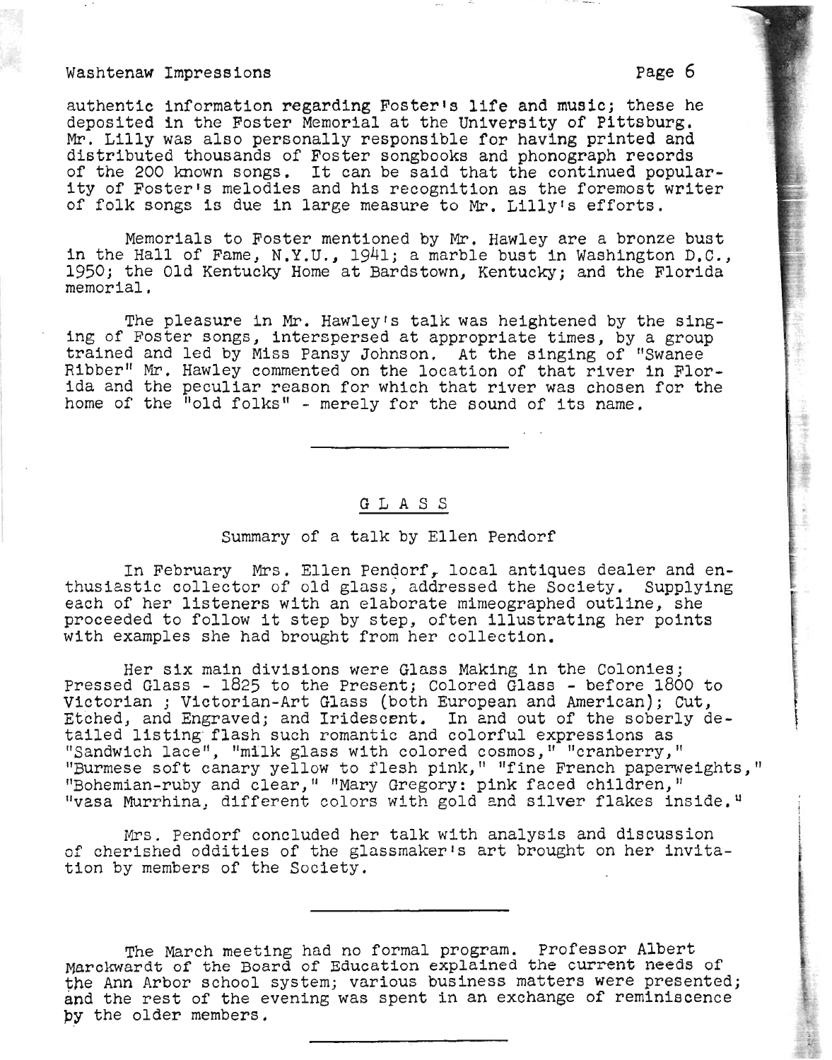authentic information regarding Foster's life and music; these he deposited in the Foster Memorial at the University of Pittsburg. Mr. Lilly was also personally responsible for having printed and distributed thousands of Foster songbooks and phonograph records of the 200 known songs. It can be said that the continued popularity of Foster's melodies and his recognition as the foremost writer of folk songs is due in large measure to Mr. Lilly's efforts.

Memorials to Foster mentioned by Mr. Hawley are a bronze bust in the Hall of Fame, N.Y.U., 1941; a marble bust in Washington D.C., 1950; the Old Kentucky Home at Bardstown, Kentucky; and the Florida memorial.

The pleasure in Mr. Hawley's talk was heightened by the singing of Foster songs, interspersed at appropriate times, by a group trained and led by Miss Pansy Johnson. At the singing of "Swanee Ribber" Mr. Hawley commented on the location of that river in Florida and the peculiar reason for which that river was chosen for the home of the "old folks" - merely for the sound of its name.

---

## G L A S S

Summary of a talk by Ellen Pendorf

In February Mrs. Ellen Pendorf, local antiques dealer and enthusiastic collector of old glass, addressed the Society. Supplying each of her listeners with an elaborate mimeographed outline, she proceeded to follow it step by step, often illustrating her points with examples she had brought from her collection.

Her six main divisions were Glass Making in the Colonies; Pressed Glass - 1825 to the Present; Colored Glass - before 1800 to Victorian ; Victorian-Art Glass (both European and American); Cut, Etched, and Engraved; and Iridescent. In and out of the soberly detailed listing flash such romantic and colorful expressions as "Sandwich lace", "milk glass with colored cosmos," "cranberry," "Burmese soft canary yellow to flesh pink," "fine French paperweights," "Bohemian-ruby and clear," "Mary Gregory: pink faced children," "vasa Murrhina, different colors with gold and silver flakes inside."

Mrs. Pendorf concluded her talk with analysis and discussion of cherished oddities of the glassmaker's art brought on her invitation by members of the Society.

---

The March meeting had no formal program. Professor Albert Marckwardt of the Board of Education explained the current needs of the Ann Arbor school system; various business matters were presented; and the rest of the evening was spent in an exchange of reminiscence by the older members.

---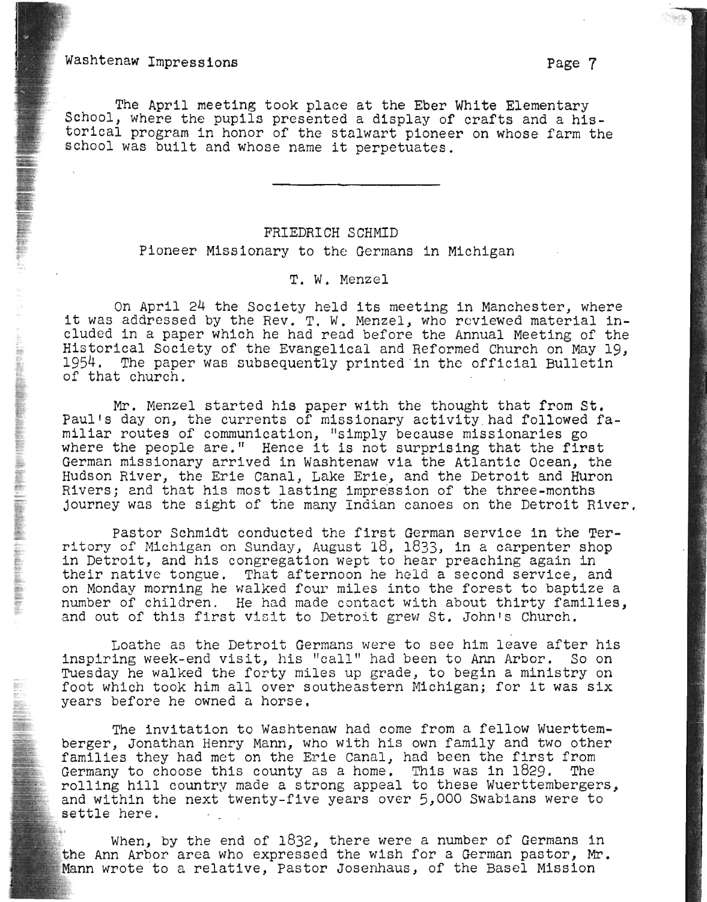The April meeting took place at the Eber White Elementary School, where the pupils presented a display of crafts and a historical program in honor of the stalwart pioneer on whose farm the school was built and whose name it perpetuates.

---

## FRIEDRICH SCHMID

### Pioneer Missionary to the Germans in Michigan

T. W. Menzel

On April 24 the Society held its meeting in Manchester, where it was addressed by the Rev. T. W. Menzel, who reviewed material included in a paper which he had read before the Annual Meeting of the Historical Society of the Evangelical and Reformed Church on May 19, 1954. The paper was subsequently printed in the official Bulletin of that church.

Mr. Menzel started his paper with the thought that from St. Paul's day on, the currents of missionary activity had followed familiar routes of communication, "simply because missionaries go where the people are." Hence it is not surprising that the first German missionary arrived in Washtenaw via the Atlantic Ocean, the Hudson River, the Erie Canal, Lake Erie, and the Detroit and Huron Rivers; and that his most lasting impression of the three-months journey was the sight of the many Indian canoes on the Detroit River.

Pastor Schmidt conducted the first German service in the Territory of Michigan on Sunday, August 18, 1833, in a carpenter shop in Detroit, and his congregation wept to hear preaching again in their native tongue. That afternoon he held a second service, and on Monday morning he walked four miles into the forest to baptize a number of children. He had made contact with about thirty families, and out of this first visit to Detroit grew St. John's Church.

Loathe as the Detroit Germans were to see him leave after his inspiring week-end visit, his "call" had been to Ann Arbor. So on Tuesday he walked the forty miles up grade, to begin a ministry on foot which took him all over southeastern Michigan; for it was six years before he owned a horse.

The invitation to Washtenaw had come from a fellow Wuerttemberger, Jonathan Henry Mann, who with his own family and two other families they had met on the Erie Canal, had been the first from Germany to choose this county as a home. This was in 1829. The rolling hill country made a strong appeal to these Wuerttembergers, and within the next twenty-five years over 5,000 Swabians were to settle here.

When, by the end of 1832, there were a number of Germans in the Ann Arbor area who expressed the wish for a German pastor, Mr. Mann wrote to a relative, Pastor Josenhaus, of the Basel Mission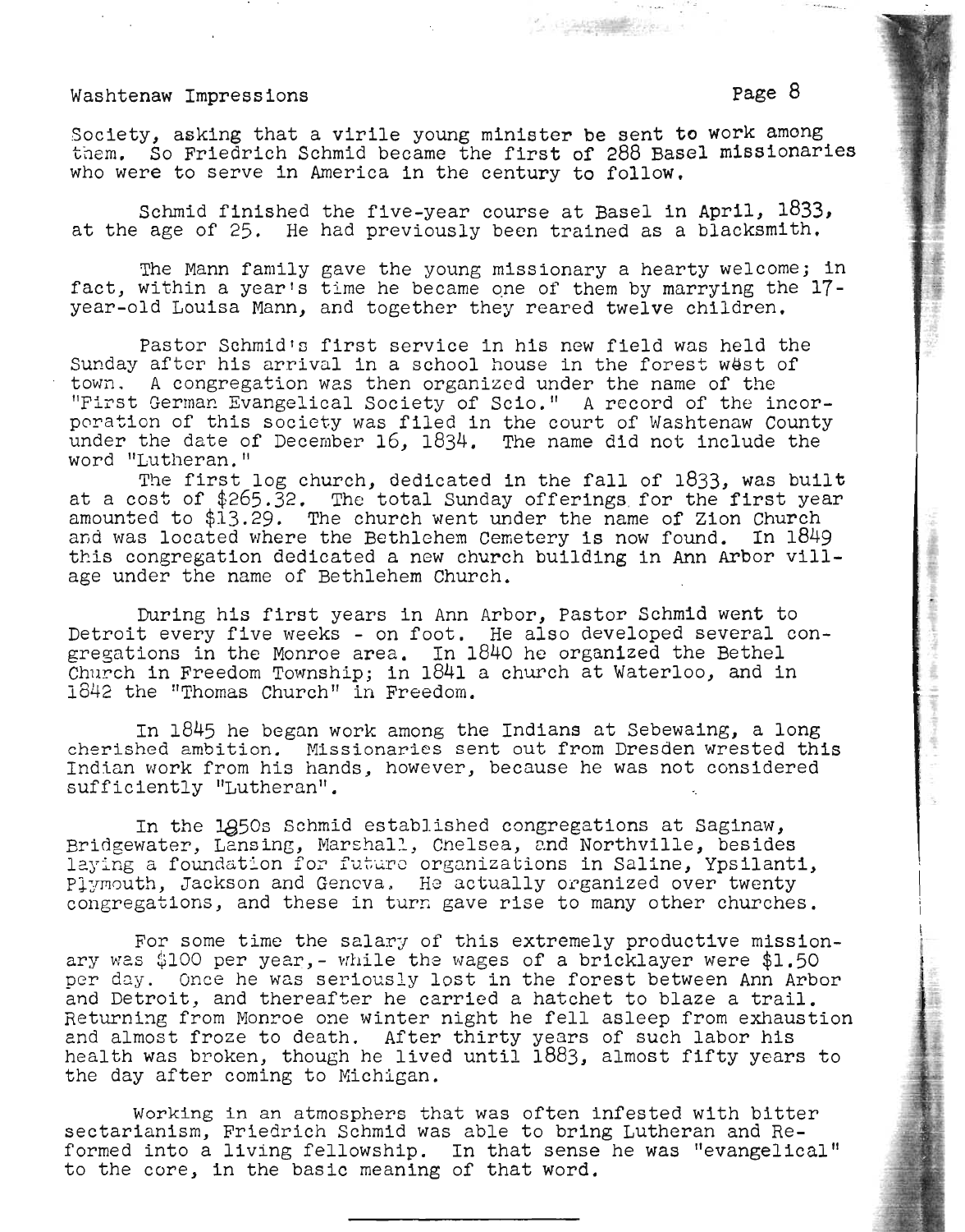Society, asking that a virile young minister be sent to work among them. So Friedrich Schmid became the first of 288 Basel missionaries who were to serve in America in the century to follow.

Schmid finished the five-year course at Basel in April, 1833, at the age of 25. He had previously been trained as a blacksmith.

The Mann family gave the young missionary a hearty welcome; in fact, within a year's time he became one of them by marrying the 17-year-old Louisa Mann, and together they reared twelve children.

Pastor Schmid's first service in his new field was held the Sunday after his arrival in a school house in the forest west of town. A congregation was then organized under the name of the "First German Evangelical Society of Scio." A record of the incorporation of this society was filed in the court of Washtenaw County under the date of December 16, 1834. The name did not include the word "Lutheran."

The first log church, dedicated in the fall of 1833, was built at a cost of $265.32. The total Sunday offerings for the first year amounted to $13.29. The church went under the name of Zion Church and was located where the Bethlehem Cemetery is now found. In 1849 this congregation dedicated a new church building in Ann Arbor village under the name of Bethlehem Church.

During his first years in Ann Arbor, Pastor Schmid went to Detroit every five weeks - on foot. He also developed several congregations in the Monroe area. In 1840 he organized the Bethel Church in Freedom Township; in 1841 a church at Waterloo, and in 1842 the "Thomas Church" in Freedom.

In 1845 he began work among the Indians at Sebewaing, a long cherished ambition. Missionaries sent out from Dresden wrested this Indian work from his hands, however, because he was not considered sufficiently "Lutheran".

In the 1850s Schmid established congregations at Saginaw, Bridgewater, Lansing, Marshall, Chelsea, and Northville, besides laying a foundation for future organizations in Saline, Ypsilanti, Plymouth, Jackson and Geneva. He actually organized over twenty congregations, and these in turn gave rise to many other churches.

For some time the salary of this extremely productive missionary was $100 per year,- while the wages of a bricklayer were $1.50 per day. Once he was seriously lost in the forest between Ann Arbor and Detroit, and thereafter he carried a hatchet to blaze a trail. Returning from Monroe one winter night he fell asleep from exhaustion and almost froze to death. After thirty years of such labor his health was broken, though he lived until 1883, almost fifty years to the day after coming to Michigan.

Working in an atmosphere that was often infested with bitter sectarianism, Friedrich Schmid was able to bring Lutheran and Reformed into a living fellowship. In that sense he was "evangelical" to the core, in the basic meaning of that word.

---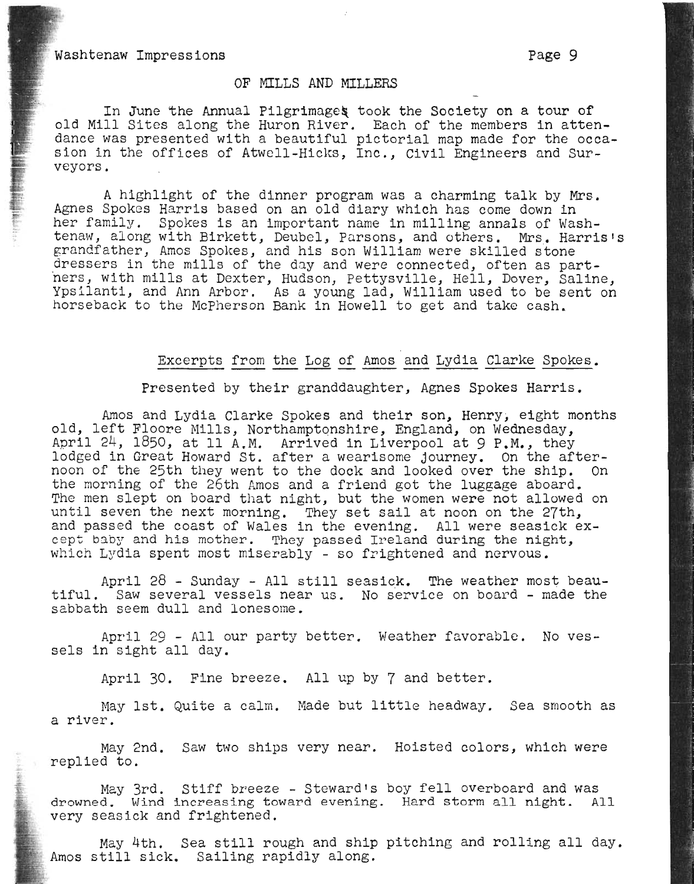## OF MILLS AND MILLERS

In June the Annual Pilgrimages took the Society on a tour of old Mill Sites along the Huron River. Each of the members in attendance was presented with a beautiful pictorial map made for the occasion in the offices of Atwell-Hicks, Inc., Civil Engineers and Surveyors.

A highlight of the dinner program was a charming talk by Mrs. Agnes Spokes Harris based on an old diary which has come down in her family. Spokes is an important name in milling annals of Washtenaw, along with Birkett, Deubel, Parsons, and others. Mrs. Harris's grandfather, Amos Spokes, and his son William were skilled stone dressers in the mills of the day and were connected, often as partners, with mills at Dexter, Hudson, Pettysville, Hell, Dover, Saline, Ypsilanti, and Ann Arbor. As a young lad, William used to be sent on horseback to the McPherson Bank in Howell to get and take cash.

### Excerpts from the Log of Amos and Lydia Clarke Spokes.

Presented by their granddaughter, Agnes Spokes Harris.

Amos and Lydia Clarke Spokes and their son, Henry, eight months old, left Floore Mills, Northamptonshire, England, on Wednesday, April 24, 1850, at 11 A.M. Arrived in Liverpool at 9 P.M., they lodged in Great Howard St. after a wearisome journey. On the afternoon of the 25th they went to the dock and looked over the ship. On the morning of the 26th Amos and a friend got the luggage aboard. The men slept on board that night, but the women were not allowed on until seven the next morning. They set sail at noon on the 27th, and passed the coast of Wales in the evening. All were seasick except baby and his mother. They passed Ireland during the night, which Lydia spent most miserably - so frightened and nervous.

April 28 - Sunday - All still seasick. The weather most beautiful. Saw several vessels near us. No service on board - made the sabbath seem dull and lonesome.

April 29 - All our party better. Weather favorable. No vessels in sight all day.

April 30. Fine breeze. All up by 7 and better.

May 1st. Quite a calm. Made but little headway. Sea smooth as a river.

May 2nd. Saw two ships very near. Hoisted colors, which were replied to.

May 3rd. Stiff breeze - Steward's boy fell overboard and was drowned. Wind increasing toward evening. Hard storm all night. All very seasick and frightened.

May 4th. Sea still rough and ship pitching and rolling all day. Amos still sick. Sailing rapidly along.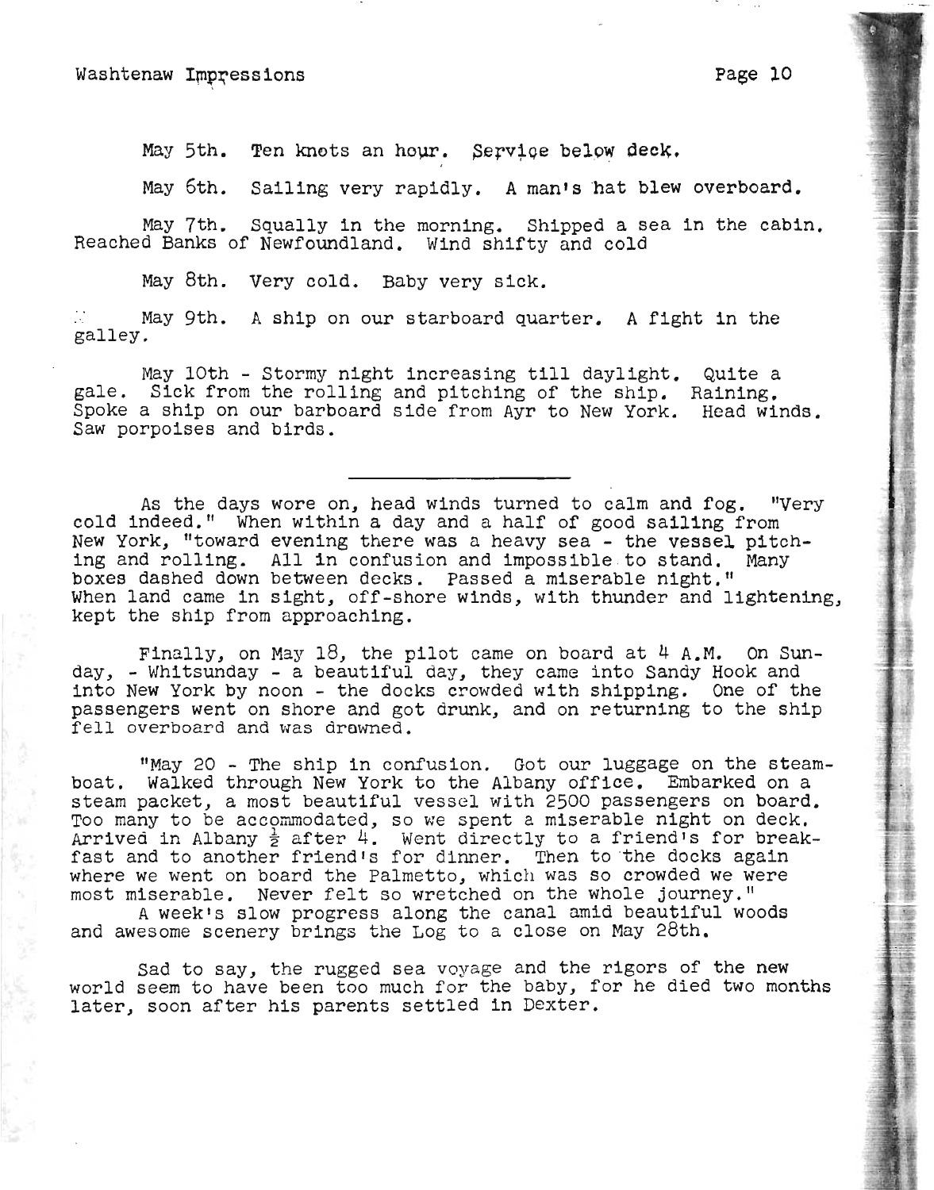May 5th. Ten knots an hour. Service below deck.

May 6th. Sailing very rapidly. A man's hat blew overboard.

May 7th. Squally in the morning. Shipped a sea in the cabin. Reached Banks of Newfoundland. Wind shifty and cold

May 8th. Very cold. Baby very sick.

May 9th. A ship on our starboard quarter. A fight in the galley.

May 10th - Stormy night increasing till daylight. Quite a gale. Sick from the rolling and pitching of the ship. Raining. Spoke a ship on our barboard side from Ayr to New York. Head winds. Saw porpoises and birds.

---

As the days wore on, head winds turned to calm and fog. "Very cold indeed." When within a day and a half of good sailing from New York, "toward evening there was a heavy sea - the vessel pitching and rolling. All in confusion and impossible to stand. Many boxes dashed down between decks. Passed a miserable night." When land came in sight, off-shore winds, with thunder and lightening, kept the ship from approaching.

Finally, on May 18, the pilot came on board at 4 A.M. On Sunday, - Whitsunday - a beautiful day, they came into Sandy Hook and into New York by noon - the docks crowded with shipping. One of the passengers went on shore and got drunk, and on returning to the ship fell overboard and was drowned.

"May 20 - The ship in confusion. Got our luggage on the steamboat. Walked through New York to the Albany office. Embarked on a steam packet, a most beautiful vessel with 2500 passengers on board. Too many to be accommodated, so we spent a miserable night on deck. Arrived in Albany ½ after 4. Went directly to a friend's for breakfast and to another friend's for dinner. Then to the docks again where we went on board the Palmetto, which was so crowded we were most miserable. Never felt so wretched on the whole journey."

A week's slow progress along the canal amid beautiful woods and awesome scenery brings the Log to a close on May 28th.

Sad to say, the rugged sea voyage and the rigors of the new world seem to have been too much for the baby, for he died two months later, soon after his parents settled in Dexter.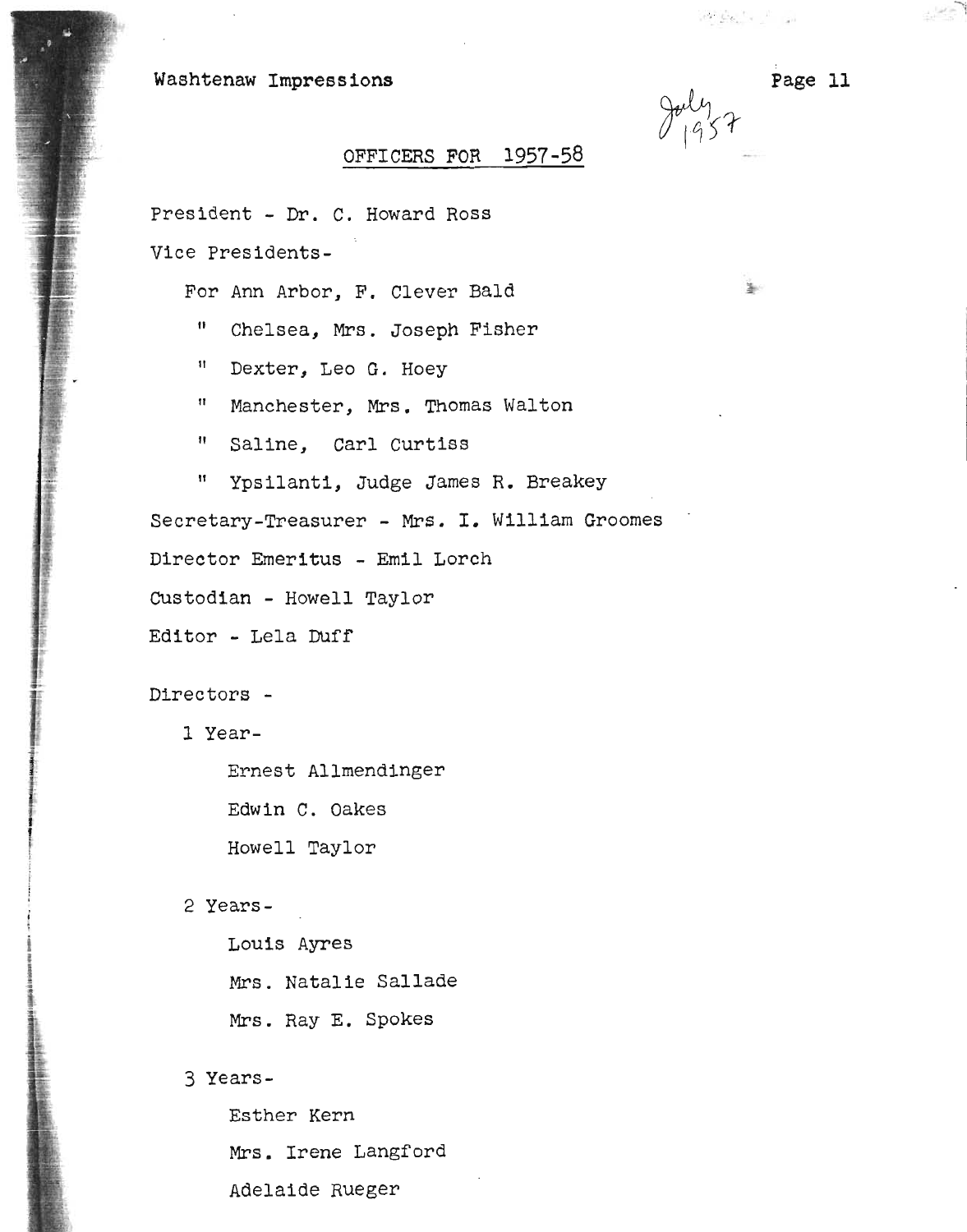July 1957

## OFFICERS FOR 1957-58

President - Dr. C. Howard Ross

Vice Presidents-

For Ann Arbor, F. Clever Bald

" Chelsea, Mrs. Joseph Fisher

" Dexter, Leo G. Hoey

" Manchester, Mrs. Thomas Walton

" Saline, Carl Curtiss

" Ypsilanti, Judge James R. Breakey

Secretary-Treasurer - Mrs. I. William Groomes

Director Emeritus - Emil Lorch

Custodian - Howell Taylor

Editor - Lela Duff

Directors -

1 Year-

Ernest Allmendinger
Edwin C. Oakes
Howell Taylor

2 Years-

Louis Ayres
Mrs. Natalie Sallade
Mrs. Ray E. Spokes

3 Years-

Esther Kern
Mrs. Irene Langford
Adelaide Rueger